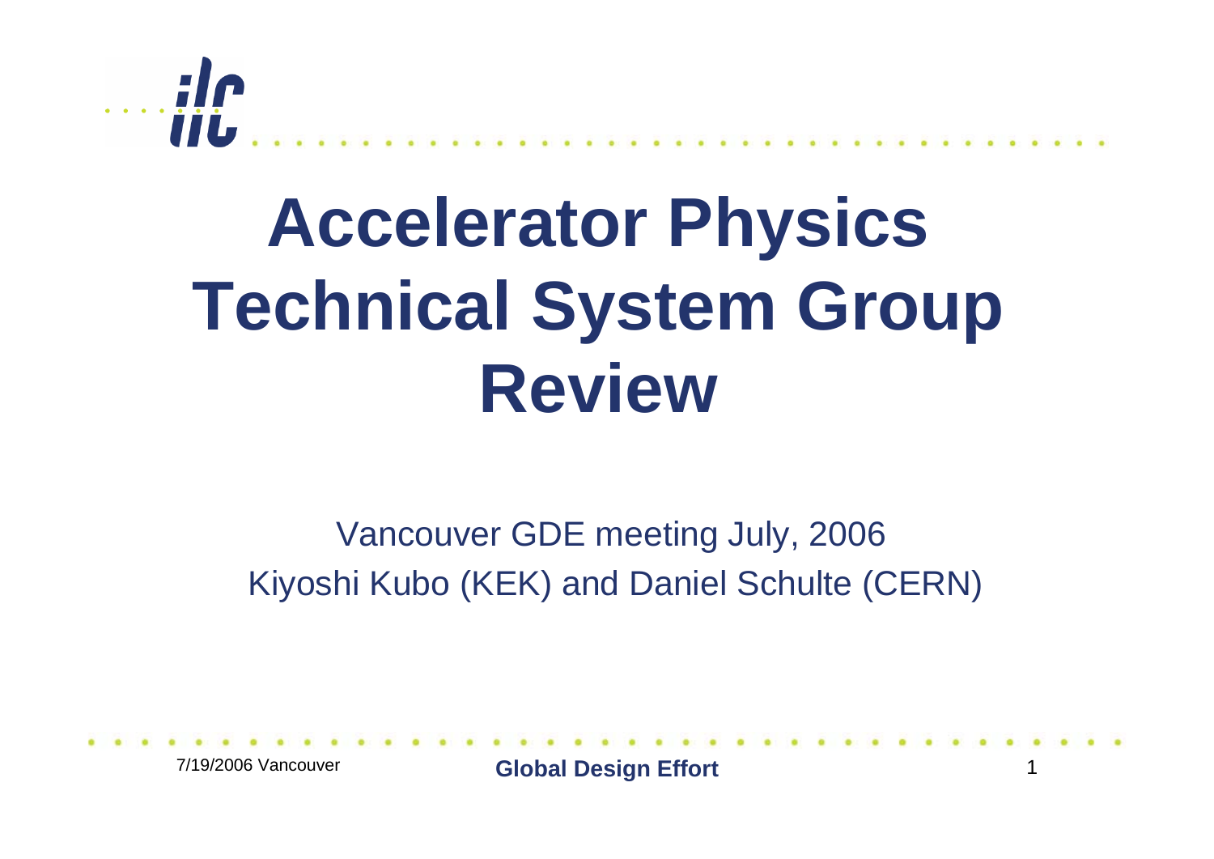# Accelerator Physics Technical System Group Review

Vancouver GDE meeting July, 2006

Kiyoshi Kubo (KEK) and Daniel Schulte (CERN)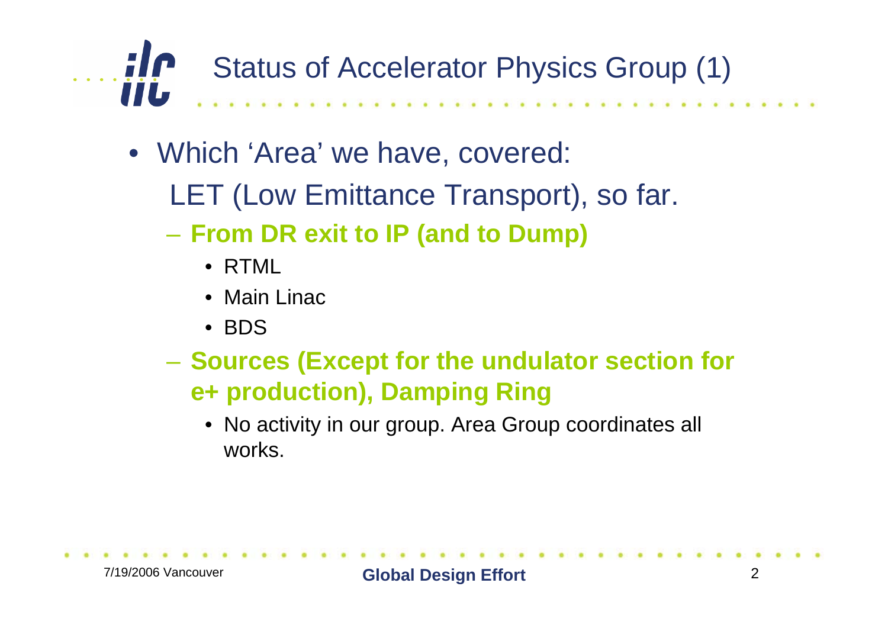# Status of Accelerator Physics Group (1)

- Which 'Area' we have, covered:

  LET (Low Emittance Transport), so far.

  - **From DR exit to IP (and to Dump)**
    - RTML
    - Main Linac
    - BDS
  - **Sources (Except for the undulator section for e+ production), Damping Ring**
    - No activity in our group. Area Group coordinates all works.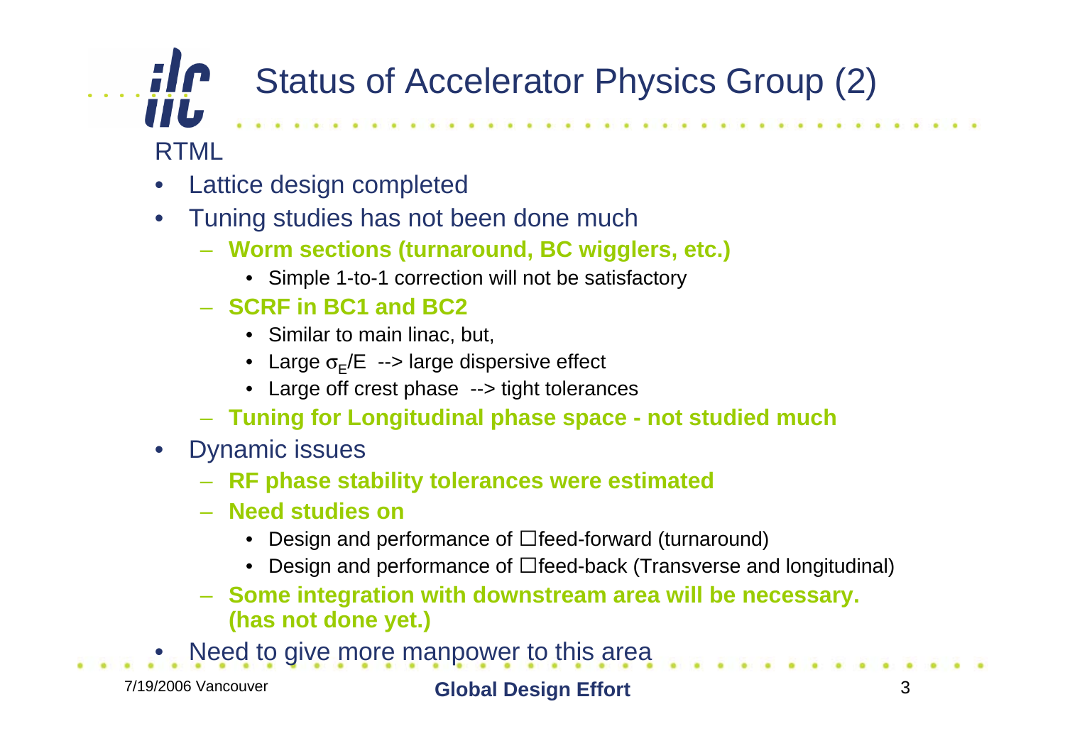# Status of Accelerator Physics Group (2)

RTML

- Lattice design completed
- Tuning studies has not been done much
  - **Worm sections (turnaround, BC wigglers, etc.)**
    - Simple 1-to-1 correction will not be satisfactory
  - **SCRF in BC1 and BC2**
    - Similar to main linac, but,
    - Large $\sigma_E/E$ --> large dispersive effect
    - Large off crest phase --> tight tolerances
  - **Tuning for Longitudinal phase space - not studied much**
- Dynamic issues
  - **RF phase stability tolerances were estimated**
  - **Need studies on**
    - Design and performance of feed-forward (turnaround)
    - Design and performance of feed-back (Transverse and longitudinal)
  - **Some integration with downstream area will be necessary. (has not done yet.)**
- Need to give more manpower to this area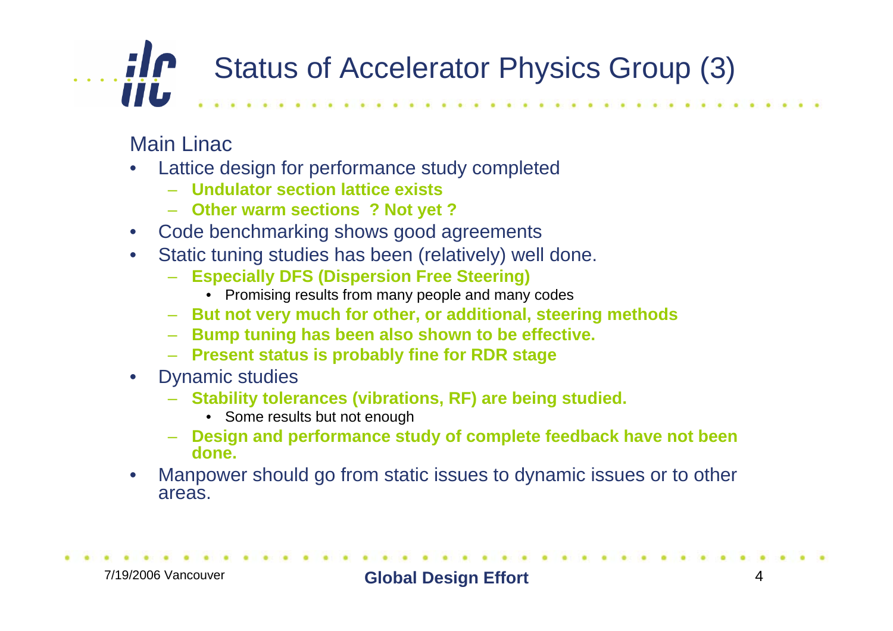# Status of Accelerator Physics Group (3)

Main Linac

- Lattice design for performance study completed
  - **Undulator section lattice exists**
  - **Other warm sections ? Not yet ?**
- Code benchmarking shows good agreements
- Static tuning studies has been (relatively) well done.
  - **Especially DFS (Dispersion Free Steering)**
    - Promising results from many people and many codes
  - **But not very much for other, or additional, steering methods**
  - **Bump tuning has been also shown to be effective.**
  - **Present status is probably fine for RDR stage**
- Dynamic studies
  - **Stability tolerances (vibrations, RF) are being studied.**
    - Some results but not enough
  - **Design and performance study of complete feedback have not been done.**
- Manpower should go from static issues to dynamic issues or to other areas.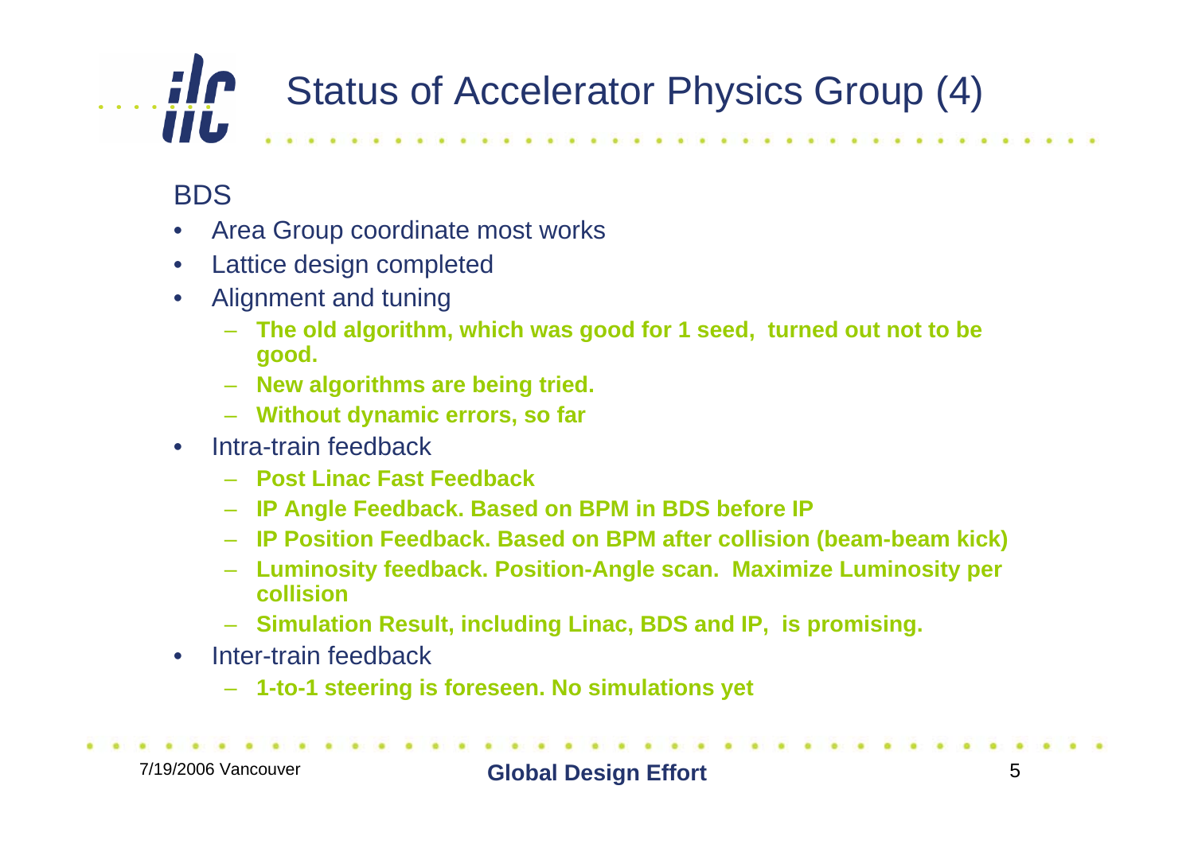# Status of Accelerator Physics Group (4)

## BDS

- Area Group coordinate most works
- Lattice design completed
- Alignment and tuning
  - **The old algorithm, which was good for 1 seed, turned out not to be good.**
  - **New algorithms are being tried.**
  - **Without dynamic errors, so far**
- Intra-train feedback
  - **Post Linac Fast Feedback**
  - **IP Angle Feedback. Based on BPM in BDS before IP**
  - **IP Position Feedback. Based on BPM after collision (beam-beam kick)**
  - **Luminosity feedback. Position-Angle scan. Maximize Luminosity per collision**
  - **Simulation Result, including Linac, BDS and IP, is promising.**
- Inter-train feedback
  - **1-to-1 steering is foreseen. No simulations yet**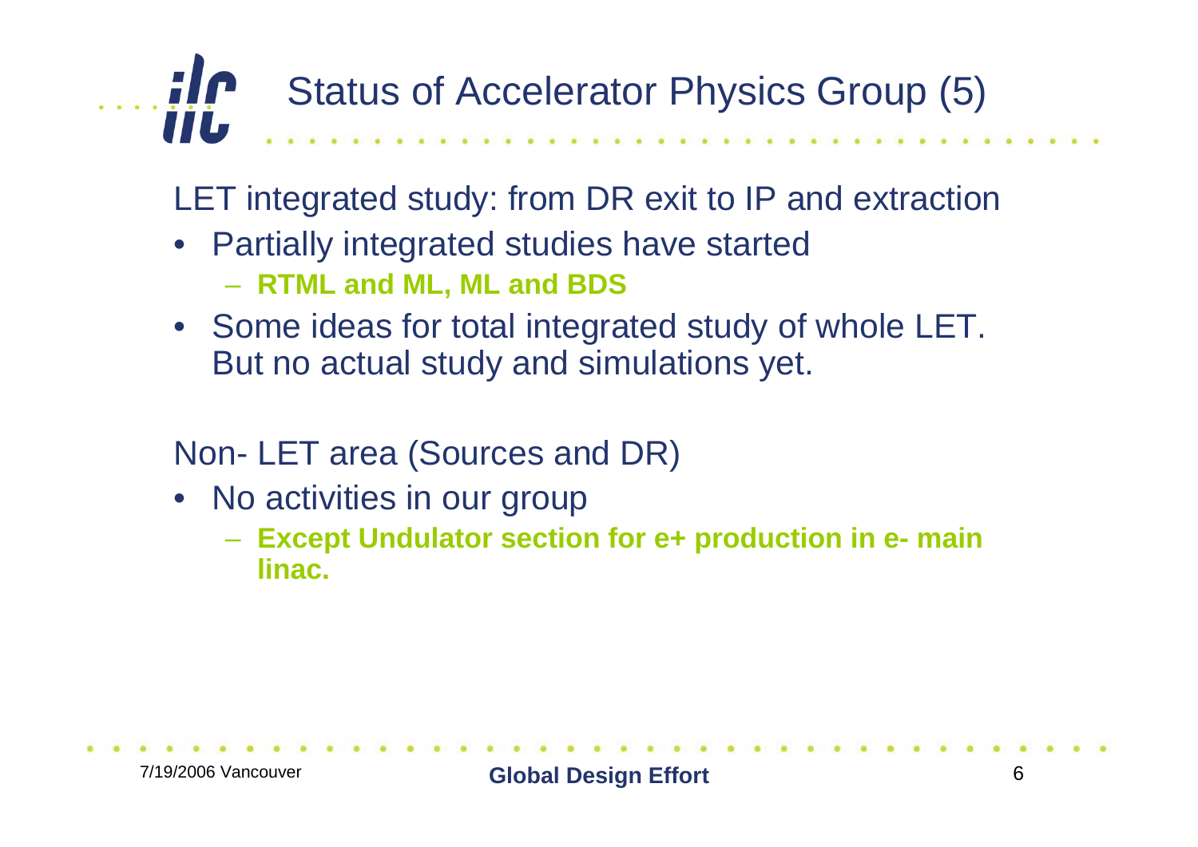# Status of Accelerator Physics Group (5)

LET integrated study: from DR exit to IP and extraction

- Partially integrated studies have started
  - **RTML and ML, ML and BDS**
- Some ideas for total integrated study of whole LET. But no actual study and simulations yet.

Non- LET area (Sources and DR)

- No activities in our group
  - **Except Undulator section for e+ production in e- main linac.**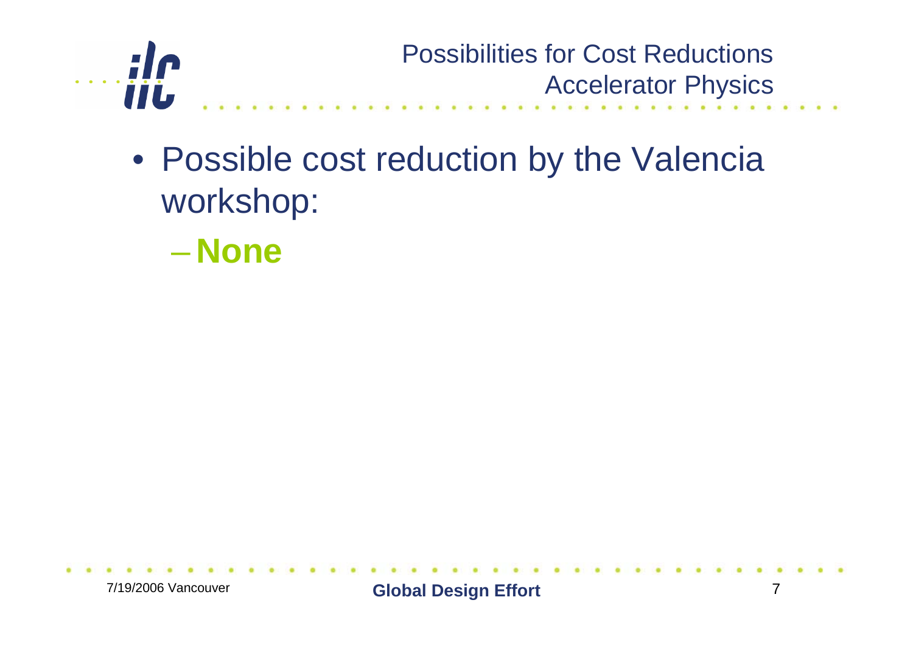# Possibilities for Cost Reductions
## Accelerator Physics

- Possible cost reduction by the Valencia workshop:
  - **None**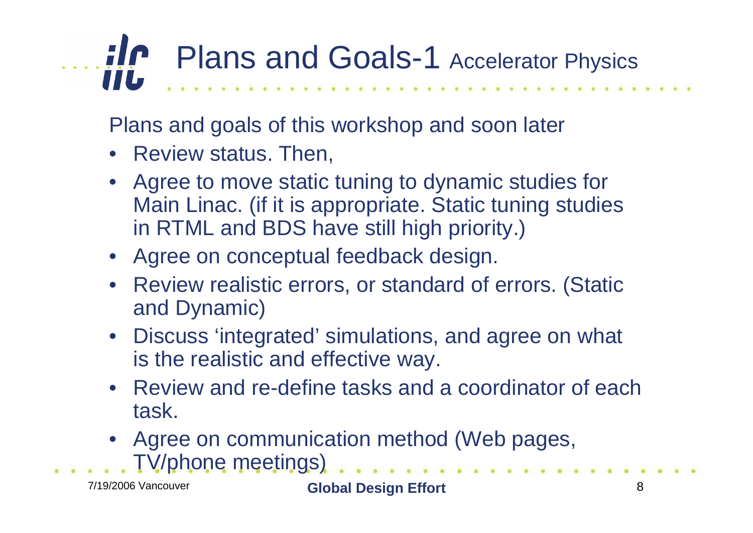# Plans and Goals-1 Accelerator Physics

Plans and goals of this workshop and soon later

- Review status. Then,
- Agree to move static tuning to dynamic studies for Main Linac. (if it is appropriate. Static tuning studies in RTML and BDS have still high priority.)
- Agree on conceptual feedback design.
- Review realistic errors, or standard of errors. (Static and Dynamic)
- Discuss 'integrated' simulations, and agree on what is the realistic and effective way.
- Review and re-define tasks and a coordinator of each task.
- Agree on communication method (Web pages, TV/phone meetings)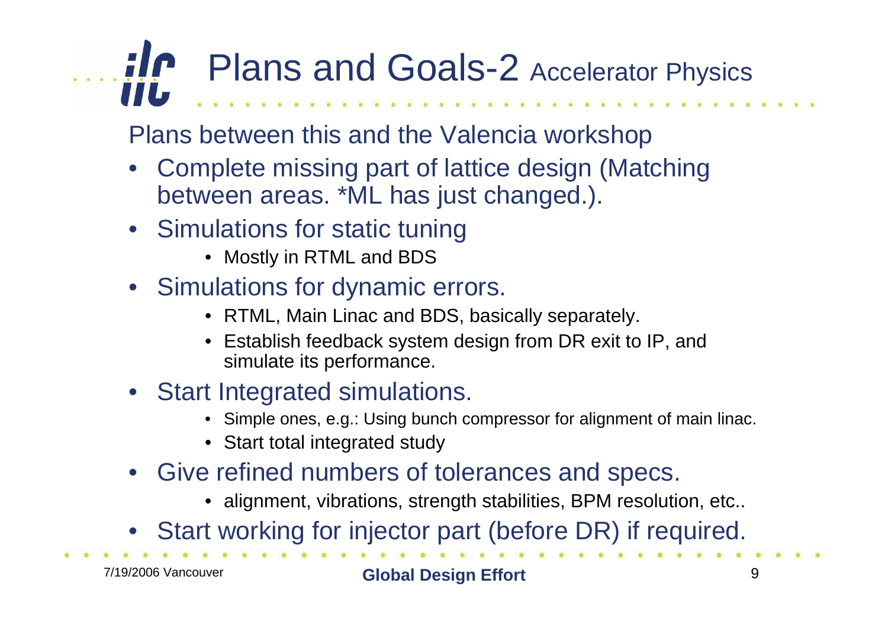# Plans and Goals-2 Accelerator Physics

Plans between this and the Valencia workshop

- Complete missing part of lattice design (Matching between areas. *ML has just changed.).
- Simulations for static tuning
  - Mostly in RTML and BDS
- Simulations for dynamic errors.
  - RTML, Main Linac and BDS, basically separately.
  - Establish feedback system design from DR exit to IP, and simulate its performance.
- Start Integrated simulations.
  - Simple ones, e.g.: Using bunch compressor for alignment of main linac.
  - Start total integrated study
- Give refined numbers of tolerances and specs.
  - alignment, vibrations, strength stabilities, BPM resolution, etc..
- Start working for injector part (before DR) if required.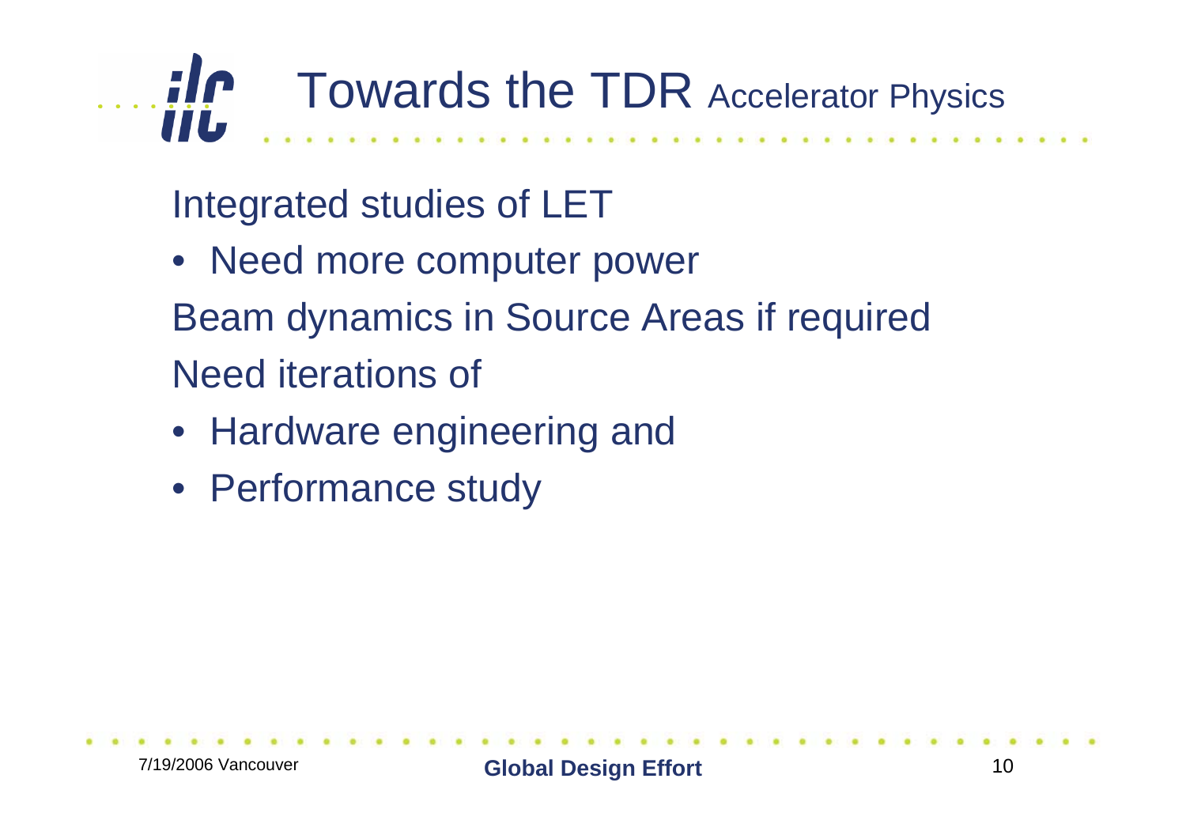# Towards the TDR Accelerator Physics

Integrated studies of LET

- Need more computer power

Beam dynamics in Source Areas if required

Need iterations of

- Hardware engineering and
- Performance study